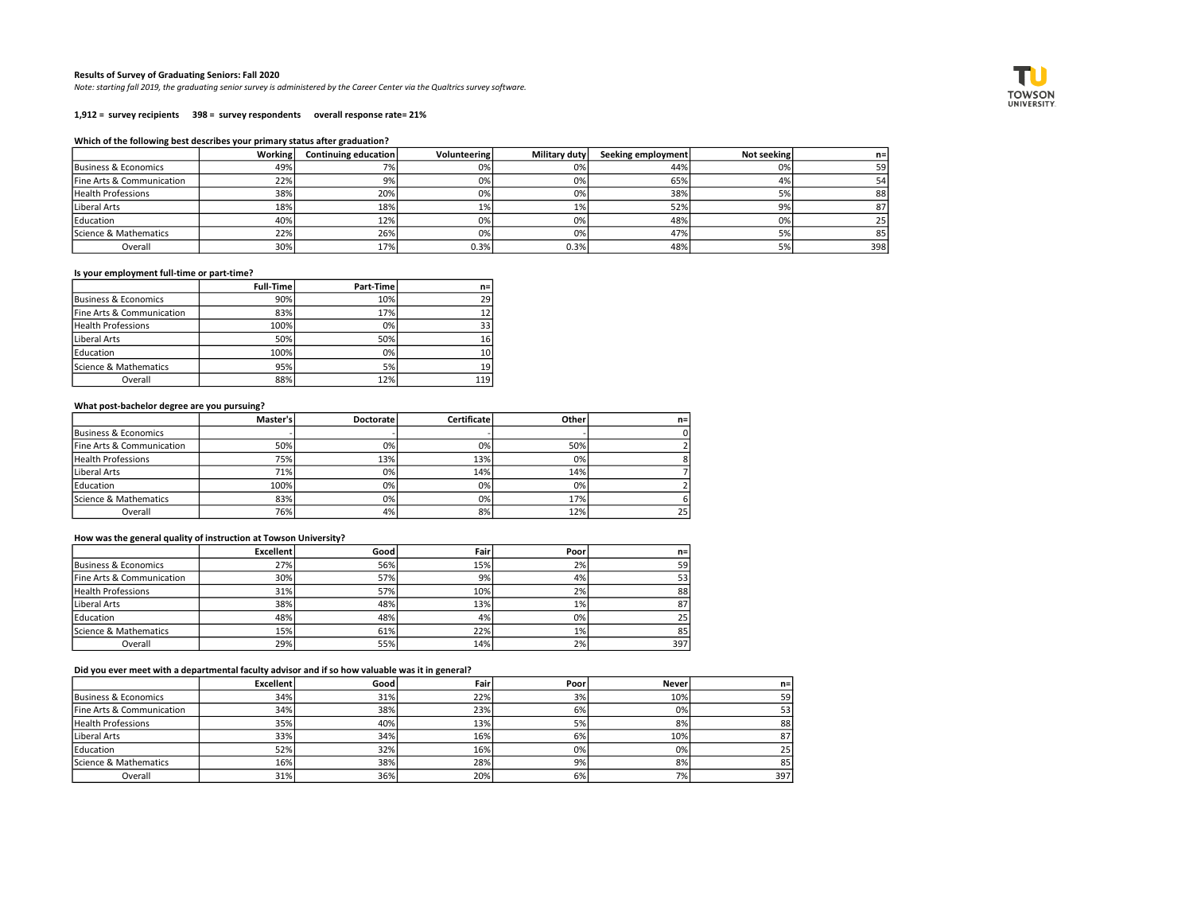**Results of Survey of Graduating Seniors: Fall 2020**

*Note: starting fall 2019, the graduating senior survey is administered by the Career Center via the Qualtrics survey software.*

**1,912 = survey recipients 398 = survey respondents overall response rate= 21%**

**Which of the following best describes your primary status after graduation?**

| | Working | Continuing education | Volunteering | Military duty | Seeking employment | Not seeking | n= |
|---|---|---|---|---|---|---|---|
| Business & Economics | 49% | 7% | 0% | 0% | 44% | 0% | 59 |
| Fine Arts & Communication | 22% | 9% | 0% | 0% | 65% | 4% | 54 |
| Health Professions | 38% | 20% | 0% | 0% | 38% | 5% | 88 |
| Liberal Arts | 18% | 18% | 1% | 1% | 52% | 9% | 87 |
| Education | 40% | 12% | 0% | 0% | 48% | 0% | 25 |
| Science & Mathematics | 22% | 26% | 0% | 0% | 47% | 5% | 85 |
| Overall | 30% | 17% | 0.3% | 0.3% | 48% | 5% | 398 |

**Is your employment full-time or part-time?**

| | Full-Time | Part-Time | n= |
|---|---|---|---|
| Business & Economics | 90% | 10% | 29 |
| Fine Arts & Communication | 83% | 17% | 12 |
| Health Professions | 100% | 0% | 33 |
| Liberal Arts | 50% | 50% | 16 |
| Education | 100% | 0% | 10 |
| Science & Mathematics | 95% | 5% | 19 |
| Overall | 88% | 12% | 119 |

**What post-bachelor degree are you pursuing?**

| | Master's | Doctorate | Certificate | Other | n= |
|---|---|---|---|---|---|
| Business & Economics | - | - | - | - | 0 |
| Fine Arts & Communication | 50% | 0% | 0% | 50% | 2 |
| Health Professions | 75% | 13% | 13% | 0% | 8 |
| Liberal Arts | 71% | 0% | 14% | 14% | 7 |
| Education | 100% | 0% | 0% | 0% | 2 |
| Science & Mathematics | 83% | 0% | 0% | 17% | 6 |
| Overall | 76% | 4% | 8% | 12% | 25 |

**How was the general quality of instruction at Towson University?**

| | Excellent | Good | Fair | Poor | n= |
|---|---|---|---|---|---|
| Business & Economics | 27% | 56% | 15% | 2% | 59 |
| Fine Arts & Communication | 30% | 57% | 9% | 4% | 53 |
| Health Professions | 31% | 57% | 10% | 2% | 88 |
| Liberal Arts | 38% | 48% | 13% | 1% | 87 |
| Education | 48% | 48% | 4% | 0% | 25 |
| Science & Mathematics | 15% | 61% | 22% | 1% | 85 |
| Overall | 29% | 55% | 14% | 2% | 397 |

**Did you ever meet with a departmental faculty advisor and if so how valuable was it in general?**

| | Excellent | Good | Fair | Poor | Never | n= |
|---|---|---|---|---|---|---|
| Business & Economics | 34% | 31% | 22% | 3% | 10% | 59 |
| Fine Arts & Communication | 34% | 38% | 23% | 6% | 0% | 53 |
| Health Professions | 35% | 40% | 13% | 5% | 8% | 88 |
| Liberal Arts | 33% | 34% | 16% | 6% | 10% | 87 |
| Education | 52% | 32% | 16% | 0% | 0% | 25 |
| Science & Mathematics | 16% | 38% | 28% | 9% | 8% | 85 |
| Overall | 31% | 36% | 20% | 6% | 7% | 397 |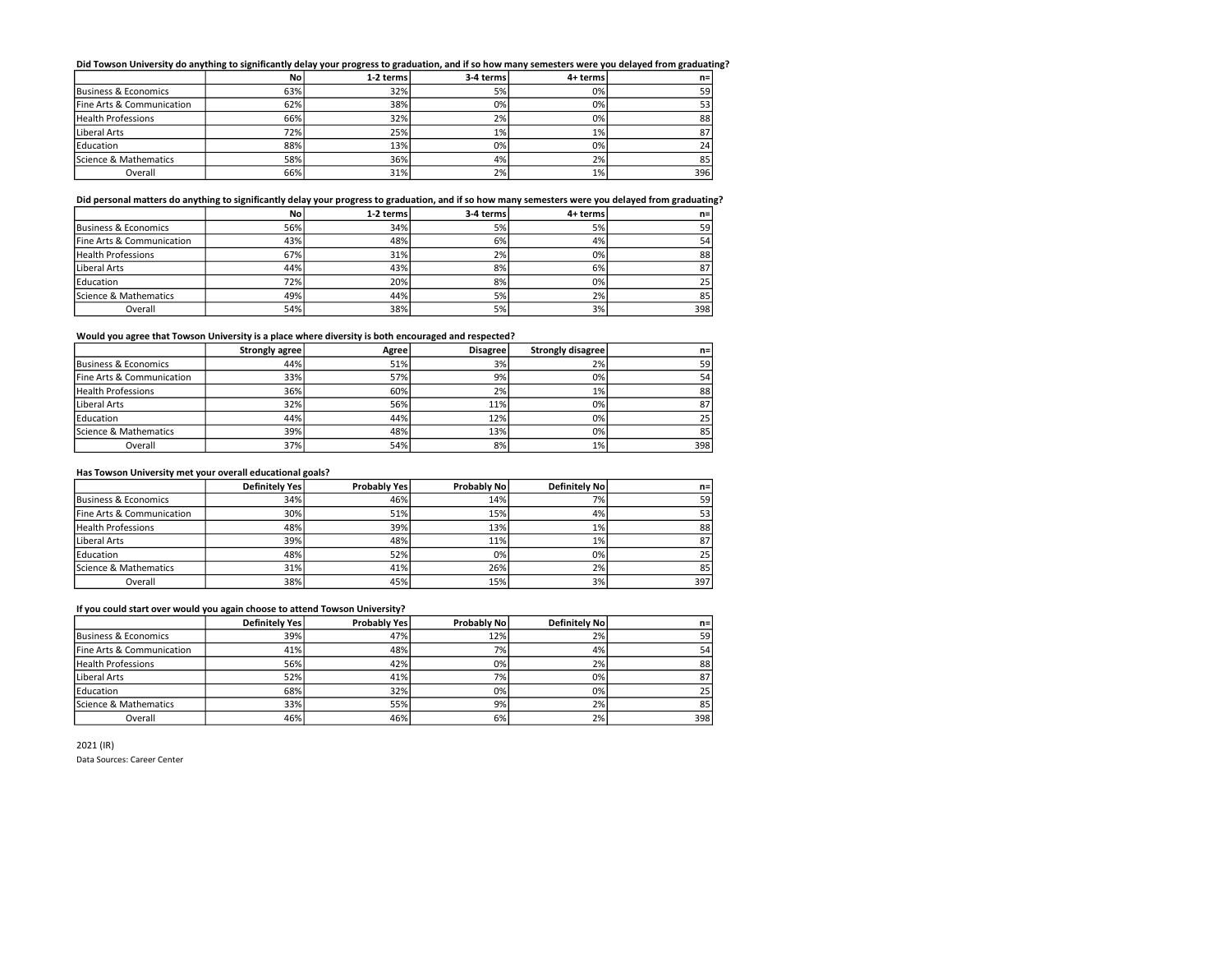**Did Towson University do anything to significantly delay your progress to graduation, and if so how many semesters were you delayed from graduating?**

| | No | 1-2 terms | 3-4 terms | 4+ terms | n= |
|---|---|---|---|---|---|
| Business & Economics | 63% | 32% | 5% | 0% | 59 |
| Fine Arts & Communication | 62% | 38% | 0% | 0% | 53 |
| Health Professions | 66% | 32% | 2% | 0% | 88 |
| Liberal Arts | 72% | 25% | 1% | 1% | 87 |
| Education | 88% | 13% | 0% | 0% | 24 |
| Science & Mathematics | 58% | 36% | 4% | 2% | 85 |
| Overall | 66% | 31% | 2% | 1% | 396 |

**Did personal matters do anything to significantly delay your progress to graduation, and if so how many semesters were you delayed from graduating?**

| | No | 1-2 terms | 3-4 terms | 4+ terms | n= |
|---|---|---|---|---|---|
| Business & Economics | 56% | 34% | 5% | 5% | 59 |
| Fine Arts & Communication | 43% | 48% | 6% | 4% | 54 |
| Health Professions | 67% | 31% | 2% | 0% | 88 |
| Liberal Arts | 44% | 43% | 8% | 6% | 87 |
| Education | 72% | 20% | 8% | 0% | 25 |
| Science & Mathematics | 49% | 44% | 5% | 2% | 85 |
| Overall | 54% | 38% | 5% | 3% | 398 |

**Would you agree that Towson University is a place where diversity is both encouraged and respected?**

| | Strongly agree | Agree | Disagree | Strongly disagree | n= |
|---|---|---|---|---|---|
| Business & Economics | 44% | 51% | 3% | 2% | 59 |
| Fine Arts & Communication | 33% | 57% | 9% | 0% | 54 |
| Health Professions | 36% | 60% | 2% | 1% | 88 |
| Liberal Arts | 32% | 56% | 11% | 0% | 87 |
| Education | 44% | 44% | 12% | 0% | 25 |
| Science & Mathematics | 39% | 48% | 13% | 0% | 85 |
| Overall | 37% | 54% | 8% | 1% | 398 |

**Has Towson University met your overall educational goals?**

| | Definitely Yes | Probably Yes | Probably No | Definitely No | n= |
|---|---|---|---|---|---|
| Business & Economics | 34% | 46% | 14% | 7% | 59 |
| Fine Arts & Communication | 30% | 51% | 15% | 4% | 53 |
| Health Professions | 48% | 39% | 13% | 1% | 88 |
| Liberal Arts | 39% | 48% | 11% | 1% | 87 |
| Education | 48% | 52% | 0% | 0% | 25 |
| Science & Mathematics | 31% | 41% | 26% | 2% | 85 |
| Overall | 38% | 45% | 15% | 3% | 397 |

**If you could start over would you again choose to attend Towson University?**

| | Definitely Yes | Probably Yes | Probably No | Definitely No | n= |
|---|---|---|---|---|---|
| Business & Economics | 39% | 47% | 12% | 2% | 59 |
| Fine Arts & Communication | 41% | 48% | 7% | 4% | 54 |
| Health Professions | 56% | 42% | 0% | 2% | 88 |
| Liberal Arts | 52% | 41% | 7% | 0% | 87 |
| Education | 68% | 32% | 0% | 0% | 25 |
| Science & Mathematics | 33% | 55% | 9% | 2% | 85 |
| Overall | 46% | 46% | 6% | 2% | 398 |

2021 (IR)

Data Sources: Career Center